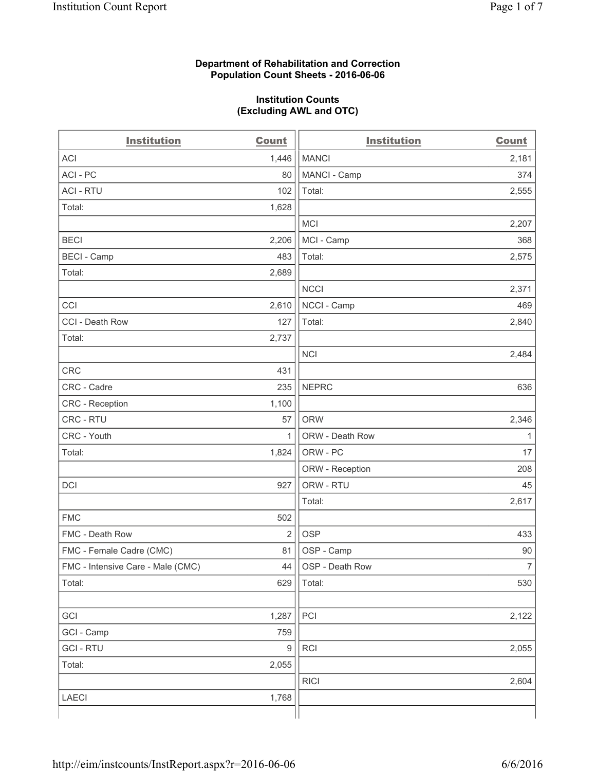**Department of Rehabilitation and Correction**
**Population Count Sheets - 2016-06-06**

**Institution Counts**
**(Excluding AWL and OTC)**

| Institution | Count | Institution | Count |
|---|---|---|---|
| ACI | 1,446 | MANCI | 2,181 |
| ACI - PC | 80 | MANCI - Camp | 374 |
| ACI - RTU | 102 | Total: | 2,555 |
| Total: | 1,628 | | |
| | | MCI | 2,207 |
| BECI | 2,206 | MCI - Camp | 368 |
| BECI - Camp | 483 | Total: | 2,575 |
| Total: | 2,689 | | |
| | | NCCI | 2,371 |
| CCI | 2,610 | NCCI - Camp | 469 |
| CCI - Death Row | 127 | Total: | 2,840 |
| Total: | 2,737 | | |
| | | NCI | 2,484 |
| CRC | 431 | | |
| CRC - Cadre | 235 | NEPRC | 636 |
| CRC - Reception | 1,100 | | |
| CRC - RTU | 57 | ORW | 2,346 |
| CRC - Youth | 1 | ORW - Death Row | 1 |
| Total: | 1,824 | ORW - PC | 17 |
| | | ORW - Reception | 208 |
| DCI | 927 | ORW - RTU | 45 |
| | | Total: | 2,617 |
| FMC | 502 | | |
| FMC - Death Row | 2 | OSP | 433 |
| FMC - Female Cadre (CMC) | 81 | OSP - Camp | 90 |
| FMC - Intensive Care - Male (CMC) | 44 | OSP - Death Row | 7 |
| Total: | 629 | Total: | 530 |
| | | | |
| GCI | 1,287 | PCI | 2,122 |
| GCI - Camp | 759 | | |
| GCI - RTU | 9 | RCI | 2,055 |
| Total: | 2,055 | | |
| | | RICI | 2,604 |
| LAECI | 1,768 | | |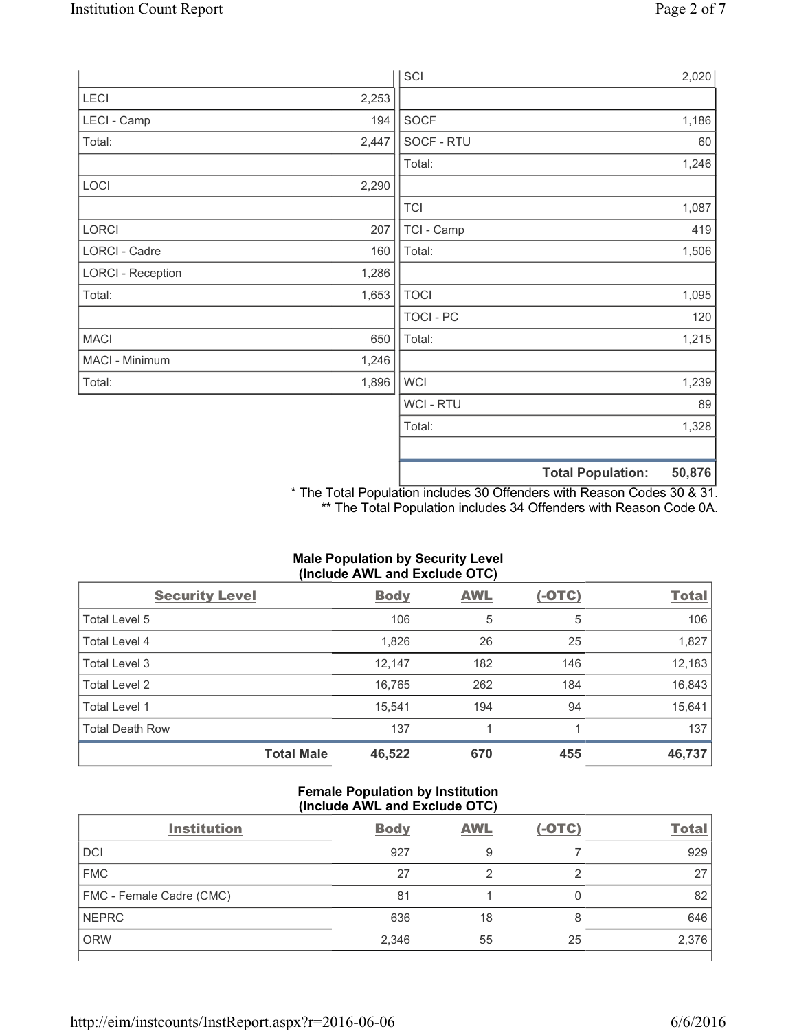| | |
|---|---|
| LECI | 2,253 |
| LECI - Camp | 194 |
| Total: | 2,447 |
| | |
| LOCI | 2,290 |
| | |
| LORCI | 207 |
| LORCI - Cadre | 160 |
| LORCI - Reception | 1,286 |
| Total: | 1,653 |
| | |
| MACI | 650 |
| MACI - Minimum | 1,246 |
| Total: | 1,896 |

| | |
|---|---|
| SCI | 2,020 |
| | |
| SOCF | 1,186 |
| SOCF - RTU | 60 |
| Total: | 1,246 |
| | |
| TCI | 1,087 |
| TCI - Camp | 419 |
| Total: | 1,506 |
| | |
| TOCI | 1,095 |
| TOCI - PC | 120 |
| Total: | 1,215 |
| | |
| WCI | 1,239 |
| WCI - RTU | 89 |
| Total: | 1,328 |
| | |
| **Total Population:** | **50,876** |

* The Total Population includes 30 Offenders with Reason Codes 30 & 31.
** The Total Population includes 34 Offenders with Reason Code 0A.

**Male Population by Security Level (Include AWL and Exclude OTC)**

| Security Level | Body | AWL | (-OTC) | Total |
|---|---|---|---|---|
| Total Level 5 | 106 | 5 | 5 | 106 |
| Total Level 4 | 1,826 | 26 | 25 | 1,827 |
| Total Level 3 | 12,147 | 182 | 146 | 12,183 |
| Total Level 2 | 16,765 | 262 | 184 | 16,843 |
| Total Level 1 | 15,541 | 194 | 94 | 15,641 |
| Total Death Row | 137 | 1 | 1 | 137 |
| **Total Male** | **46,522** | **670** | **455** | **46,737** |

**Female Population by Institution (Include AWL and Exclude OTC)**

| Institution | Body | AWL | (-OTC) | Total |
|---|---|---|---|---|
| DCI | 927 | 9 | 7 | 929 |
| FMC | 27 | 2 | 2 | 27 |
| FMC - Female Cadre (CMC) | 81 | 1 | 0 | 82 |
| NEPRC | 636 | 18 | 8 | 646 |
| ORW | 2,346 | 55 | 25 | 2,376 |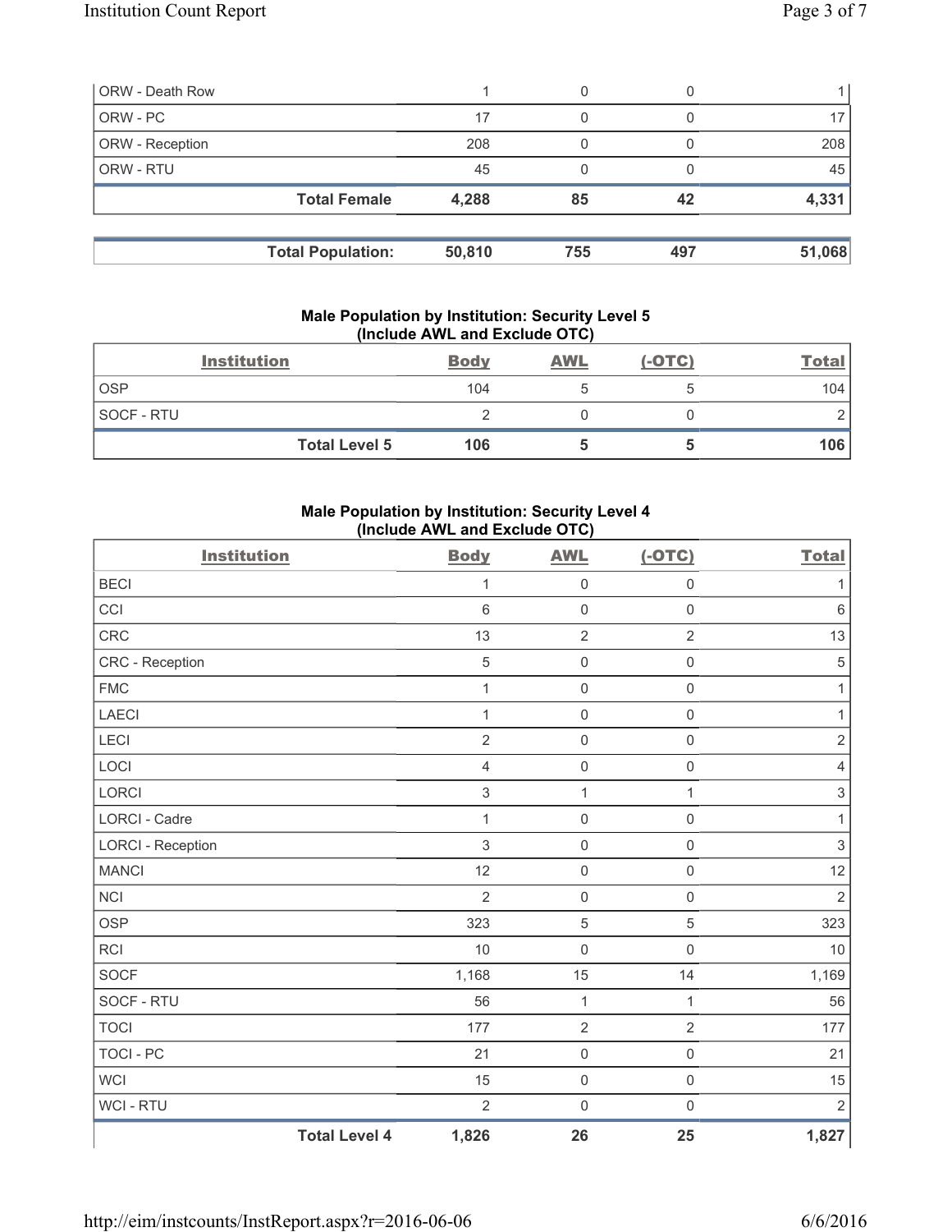| ORW - Death Row | 1 | 0 | 0 | 1 |
|---|---|---|---|---|
| ORW - PC | 17 | 0 | 0 | 17 |
| ORW - Reception | 208 | 0 | 0 | 208 |
| ORW - RTU | 45 | 0 | 0 | 45 |
| **Total Female** | **4,288** | **85** | **42** | **4,331** |

| **Total Population:** | **50,810** | **755** | **497** | **51,068** |
|---|---|---|---|---|

### Male Population by Institution: Security Level 5 (Include AWL and Exclude OTC)

| Institution | Body | AWL | (-OTC) | Total |
|---|---|---|---|---|
| OSP | 104 | 5 | 5 | 104 |
| SOCF - RTU | 2 | 0 | 0 | 2 |
| **Total Level 5** | **106** | **5** | **5** | **106** |

### Male Population by Institution: Security Level 4 (Include AWL and Exclude OTC)

| Institution | Body | AWL | (-OTC) | Total |
|---|---|---|---|---|
| BECI | 1 | 0 | 0 | 1 |
| CCI | 6 | 0 | 0 | 6 |
| CRC | 13 | 2 | 2 | 13 |
| CRC - Reception | 5 | 0 | 0 | 5 |
| FMC | 1 | 0 | 0 | 1 |
| LAECI | 1 | 0 | 0 | 1 |
| LECI | 2 | 0 | 0 | 2 |
| LOCI | 4 | 0 | 0 | 4 |
| LORCI | 3 | 1 | 1 | 3 |
| LORCI - Cadre | 1 | 0 | 0 | 1 |
| LORCI - Reception | 3 | 0 | 0 | 3 |
| MANCI | 12 | 0 | 0 | 12 |
| NCI | 2 | 0 | 0 | 2 |
| OSP | 323 | 5 | 5 | 323 |
| RCI | 10 | 0 | 0 | 10 |
| SOCF | 1,168 | 15 | 14 | 1,169 |
| SOCF - RTU | 56 | 1 | 1 | 56 |
| TOCI | 177 | 2 | 2 | 177 |
| TOCI - PC | 21 | 0 | 0 | 21 |
| WCI | 15 | 0 | 0 | 15 |
| WCI - RTU | 2 | 0 | 0 | 2 |
| **Total Level 4** | **1,826** | **26** | **25** | **1,827** |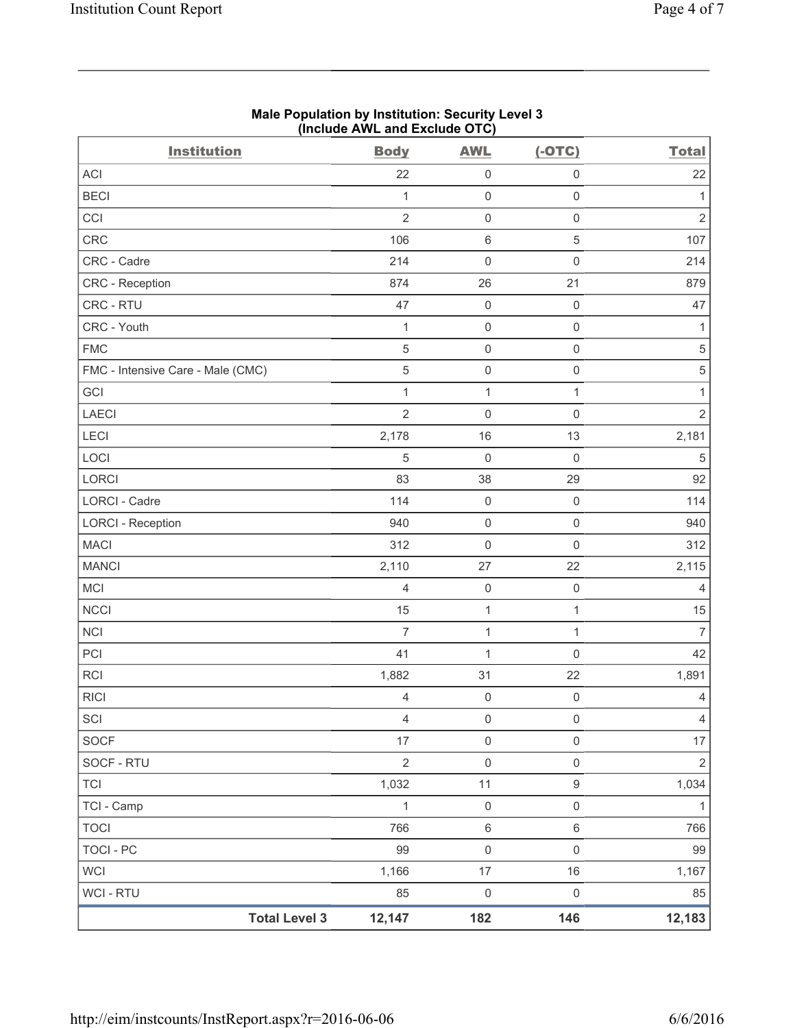**Male Population by Institution: Security Level 3**
**(Include AWL and Exclude OTC)**

| Institution | Body | AWL | (-OTC) | Total |
|---|---|---|---|---|
| ACI | 22 | 0 | 0 | 22 |
| BECI | 1 | 0 | 0 | 1 |
| CCI | 2 | 0 | 0 | 2 |
| CRC | 106 | 6 | 5 | 107 |
| CRC - Cadre | 214 | 0 | 0 | 214 |
| CRC - Reception | 874 | 26 | 21 | 879 |
| CRC - RTU | 47 | 0 | 0 | 47 |
| CRC - Youth | 1 | 0 | 0 | 1 |
| FMC | 5 | 0 | 0 | 5 |
| FMC - Intensive Care - Male (CMC) | 5 | 0 | 0 | 5 |
| GCI | 1 | 1 | 1 | 1 |
| LAECI | 2 | 0 | 0 | 2 |
| LECI | 2,178 | 16 | 13 | 2,181 |
| LOCI | 5 | 0 | 0 | 5 |
| LORCI | 83 | 38 | 29 | 92 |
| LORCI - Cadre | 114 | 0 | 0 | 114 |
| LORCI - Reception | 940 | 0 | 0 | 940 |
| MACI | 312 | 0 | 0 | 312 |
| MANCI | 2,110 | 27 | 22 | 2,115 |
| MCI | 4 | 0 | 0 | 4 |
| NCCI | 15 | 1 | 1 | 15 |
| NCI | 7 | 1 | 1 | 7 |
| PCI | 41 | 1 | 0 | 42 |
| RCI | 1,882 | 31 | 22 | 1,891 |
| RICI | 4 | 0 | 0 | 4 |
| SCI | 4 | 0 | 0 | 4 |
| SOCF | 17 | 0 | 0 | 17 |
| SOCF - RTU | 2 | 0 | 0 | 2 |
| TCI | 1,032 | 11 | 9 | 1,034 |
| TCI - Camp | 1 | 0 | 0 | 1 |
| TOCI | 766 | 6 | 6 | 766 |
| TOCI - PC | 99 | 0 | 0 | 99 |
| WCI | 1,166 | 17 | 16 | 1,167 |
| WCI - RTU | 85 | 0 | 0 | 85 |
| **Total Level 3** | **12,147** | **182** | **146** | **12,183** |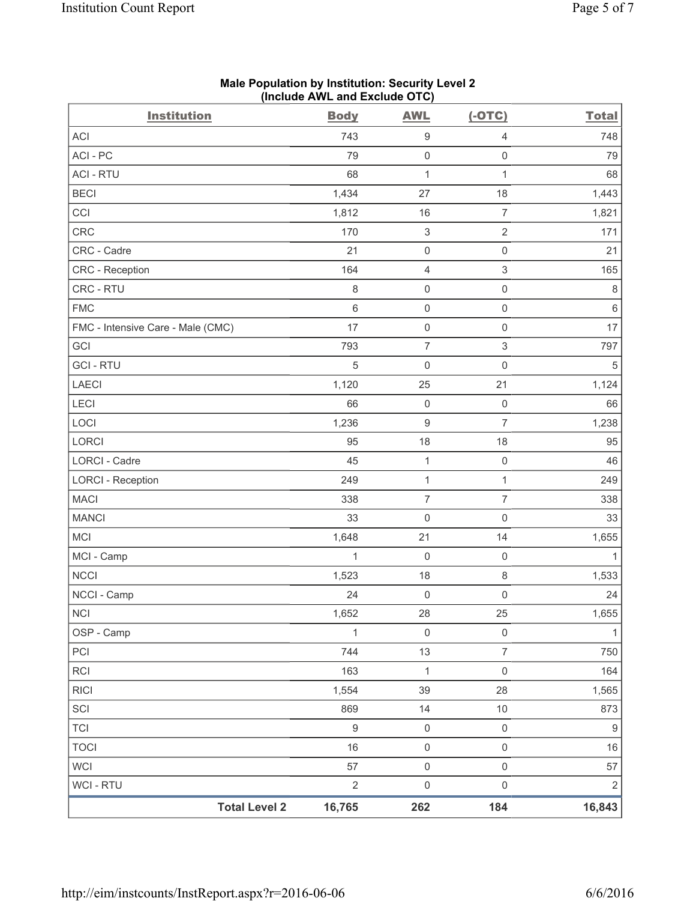**Male Population by Institution: Security Level 2 (Include AWL and Exclude OTC)**

| Institution | Body | AWL | (-OTC) | Total |
|---|---|---|---|---|
| ACI | 743 | 9 | 4 | 748 |
| ACI - PC | 79 | 0 | 0 | 79 |
| ACI - RTU | 68 | 1 | 1 | 68 |
| BECI | 1,434 | 27 | 18 | 1,443 |
| CCI | 1,812 | 16 | 7 | 1,821 |
| CRC | 170 | 3 | 2 | 171 |
| CRC - Cadre | 21 | 0 | 0 | 21 |
| CRC - Reception | 164 | 4 | 3 | 165 |
| CRC - RTU | 8 | 0 | 0 | 8 |
| FMC | 6 | 0 | 0 | 6 |
| FMC - Intensive Care - Male (CMC) | 17 | 0 | 0 | 17 |
| GCI | 793 | 7 | 3 | 797 |
| GCI - RTU | 5 | 0 | 0 | 5 |
| LAECI | 1,120 | 25 | 21 | 1,124 |
| LECI | 66 | 0 | 0 | 66 |
| LOCI | 1,236 | 9 | 7 | 1,238 |
| LORCI | 95 | 18 | 18 | 95 |
| LORCI - Cadre | 45 | 1 | 0 | 46 |
| LORCI - Reception | 249 | 1 | 1 | 249 |
| MACI | 338 | 7 | 7 | 338 |
| MANCI | 33 | 0 | 0 | 33 |
| MCI | 1,648 | 21 | 14 | 1,655 |
| MCI - Camp | 1 | 0 | 0 | 1 |
| NCCI | 1,523 | 18 | 8 | 1,533 |
| NCCI - Camp | 24 | 0 | 0 | 24 |
| NCI | 1,652 | 28 | 25 | 1,655 |
| OSP - Camp | 1 | 0 | 0 | 1 |
| PCI | 744 | 13 | 7 | 750 |
| RCI | 163 | 1 | 0 | 164 |
| RICI | 1,554 | 39 | 28 | 1,565 |
| SCI | 869 | 14 | 10 | 873 |
| TCI | 9 | 0 | 0 | 9 |
| TOCI | 16 | 0 | 0 | 16 |
| WCI | 57 | 0 | 0 | 57 |
| WCI - RTU | 2 | 0 | 0 | 2 |
| **Total Level 2** | **16,765** | **262** | **184** | **16,843** |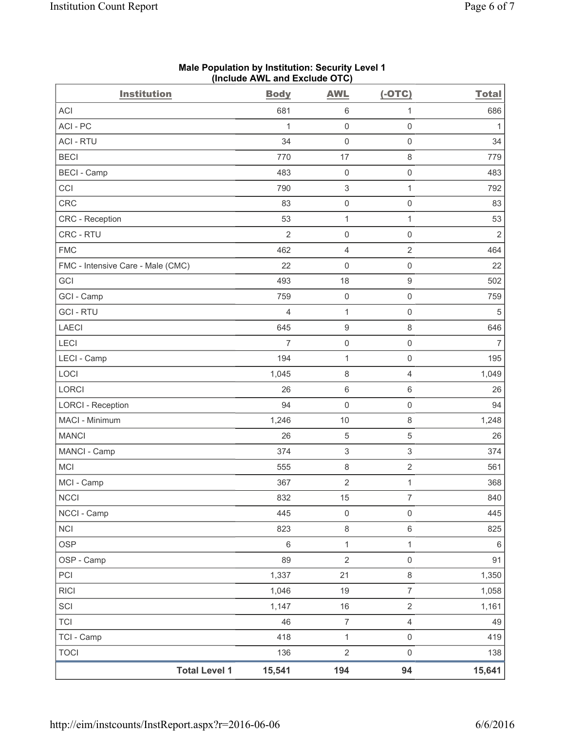**Male Population by Institution: Security Level 1**
**(Include AWL and Exclude OTC)**

| Institution | Body | AWL | (-OTC) | Total |
|---|---|---|---|---|
| ACI | 681 | 6 | 1 | 686 |
| ACI - PC | 1 | 0 | 0 | 1 |
| ACI - RTU | 34 | 0 | 0 | 34 |
| BECI | 770 | 17 | 8 | 779 |
| BECI - Camp | 483 | 0 | 0 | 483 |
| CCI | 790 | 3 | 1 | 792 |
| CRC | 83 | 0 | 0 | 83 |
| CRC - Reception | 53 | 1 | 1 | 53 |
| CRC - RTU | 2 | 0 | 0 | 2 |
| FMC | 462 | 4 | 2 | 464 |
| FMC - Intensive Care - Male (CMC) | 22 | 0 | 0 | 22 |
| GCI | 493 | 18 | 9 | 502 |
| GCI - Camp | 759 | 0 | 0 | 759 |
| GCI - RTU | 4 | 1 | 0 | 5 |
| LAECI | 645 | 9 | 8 | 646 |
| LECI | 7 | 0 | 0 | 7 |
| LECI - Camp | 194 | 1 | 0 | 195 |
| LOCI | 1,045 | 8 | 4 | 1,049 |
| LORCI | 26 | 6 | 6 | 26 |
| LORCI - Reception | 94 | 0 | 0 | 94 |
| MACI - Minimum | 1,246 | 10 | 8 | 1,248 |
| MANCI | 26 | 5 | 5 | 26 |
| MANCI - Camp | 374 | 3 | 3 | 374 |
| MCI | 555 | 8 | 2 | 561 |
| MCI - Camp | 367 | 2 | 1 | 368 |
| NCCI | 832 | 15 | 7 | 840 |
| NCCI - Camp | 445 | 0 | 0 | 445 |
| NCI | 823 | 8 | 6 | 825 |
| OSP | 6 | 1 | 1 | 6 |
| OSP - Camp | 89 | 2 | 0 | 91 |
| PCI | 1,337 | 21 | 8 | 1,350 |
| RICI | 1,046 | 19 | 7 | 1,058 |
| SCI | 1,147 | 16 | 2 | 1,161 |
| TCI | 46 | 7 | 4 | 49 |
| TCI - Camp | 418 | 1 | 0 | 419 |
| TOCI | 136 | 2 | 0 | 138 |
| **Total Level 1** | **15,541** | **194** | **94** | **15,641** |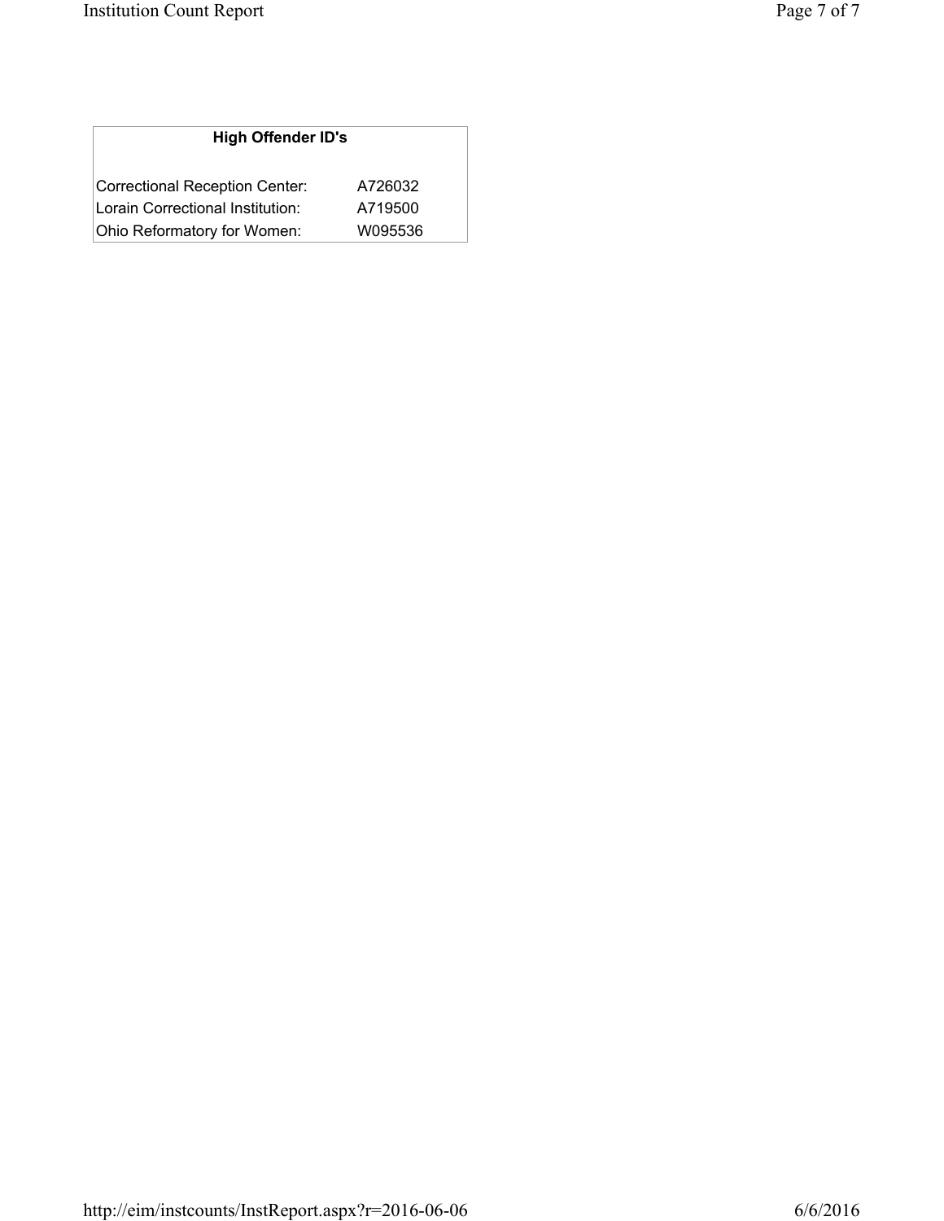| High Offender ID's | |
|---|---|
| Correctional Reception Center: | A726032 |
| Lorain Correctional Institution: | A719500 |
| Ohio Reformatory for Women: | W095536 |